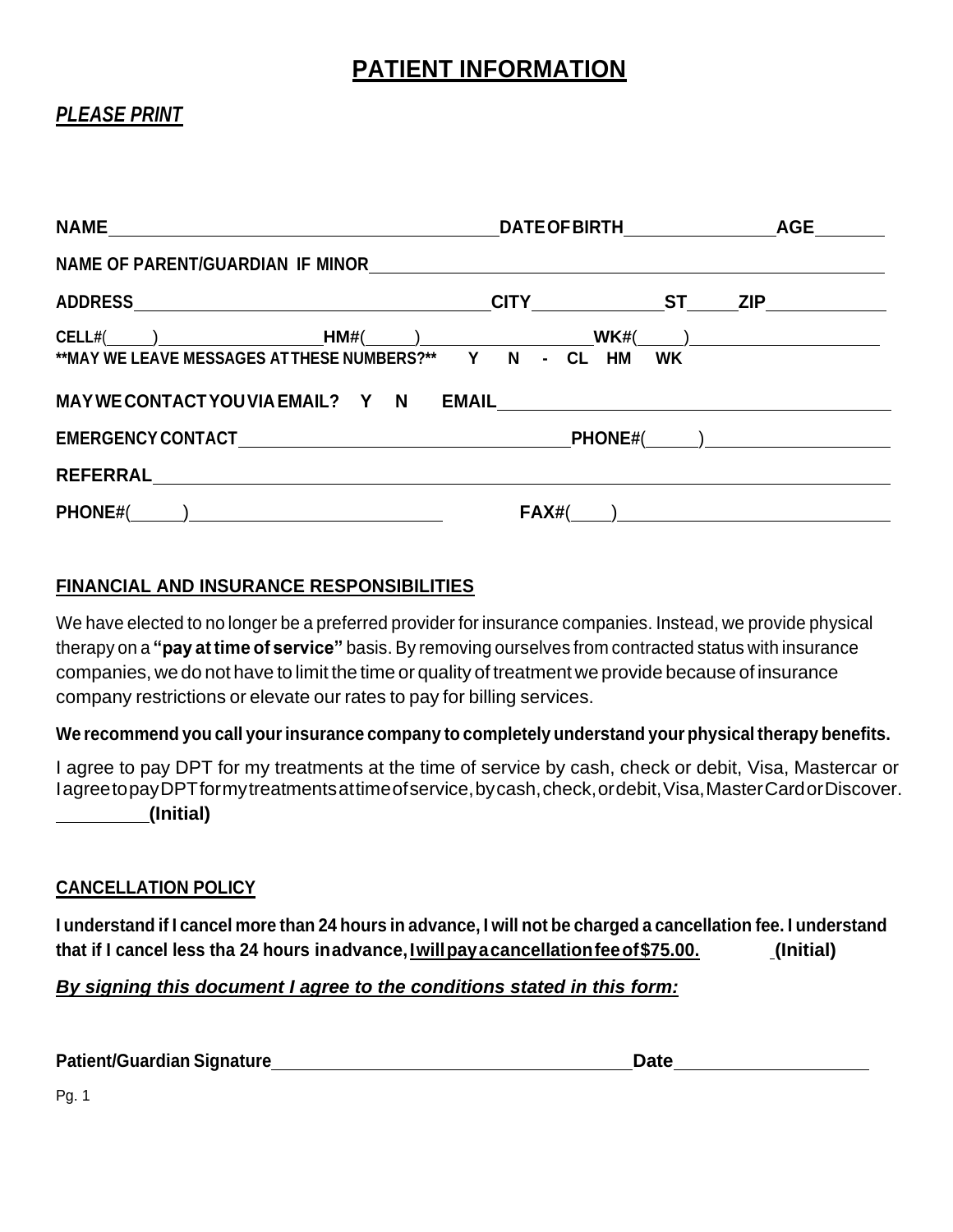# PATIENT INFORMATION

***PLEASE PRINT***

**NAME**\_\_\_\_\_\_\_\_\_\_\_\_\_\_\_\_\_\_\_\_\_\_\_\_\_\_\_\_\_\_\_\_\_\_\_\_\_\_\_\_ **DATE OF BIRTH**\_\_\_\_\_\_\_\_\_\_\_\_\_\_\_\_ **AGE**\_\_\_\_\_\_\_

**NAME OF PARENT/GUARDIAN IF MINOR**\_\_\_\_\_\_\_\_\_\_\_\_\_\_\_\_\_\_\_\_\_\_\_\_\_\_\_\_\_\_\_\_\_\_\_\_\_\_\_\_\_\_\_\_\_\_\_\_\_\_\_\_\_\_\_\_

**ADDRESS**\_\_\_\_\_\_\_\_\_\_\_\_\_\_\_\_\_\_\_\_\_\_\_\_\_\_\_\_\_\_\_\_\_\_\_\_\_\_\_ **CITY**\_\_\_\_\_\_\_\_\_\_\_\_\_\_\_ **ST**\_\_\_\_\_ **ZIP**\_\_\_\_\_\_\_\_\_\_\_\_\_

**CELL#**(\_\_\_\_\_)\_\_\_\_\_\_\_\_\_\_\_\_\_\_\_\_\_\_\_ **HM#**(\_\_\_\_\_)\_\_\_\_\_\_\_\_\_\_\_\_\_\_\_\_\_\_\_\_ **WK#**(\_\_\_\_\_)\_\_\_\_\_\_\_\_\_\_\_\_\_\_\_\_\_\_\_\_\_\_

**\*\*MAY WE LEAVE MESSAGES AT THESE NUMBERS?\*\* Y N - CL HM WK**

**MAY WE CONTACT YOU VIA EMAIL? Y N EMAIL**\_\_\_\_\_\_\_\_\_\_\_\_\_\_\_\_\_\_\_\_\_\_\_\_\_\_\_\_\_\_\_\_\_\_\_\_\_\_\_\_\_\_\_\_\_\_

**EMERGENCY CONTACT**\_\_\_\_\_\_\_\_\_\_\_\_\_\_\_\_\_\_\_\_\_\_\_\_\_\_\_\_\_\_\_\_\_\_\_\_\_\_\_\_ **PHONE#**(\_\_\_\_\_\_)\_\_\_\_\_\_\_\_\_\_\_\_\_\_\_\_\_\_\_\_\_\_

**REFERRAL**\_\_\_\_\_\_\_\_\_\_\_\_\_\_\_\_\_\_\_\_\_\_\_\_\_\_\_\_\_\_\_\_\_\_\_\_\_\_\_\_\_\_\_\_\_\_\_\_\_\_\_\_\_\_\_\_\_\_\_\_\_\_\_\_\_\_\_\_\_\_\_\_\_\_\_\_\_\_\_\_

**PHONE#**(\_\_\_\_\_\_)\_\_\_\_\_\_\_\_\_\_\_\_\_\_\_\_\_\_\_\_\_\_\_\_\_\_\_\_ **FAX#**(\_\_\_\_)\_\_\_\_\_\_\_\_\_\_\_\_\_\_\_\_\_\_\_\_\_\_\_\_\_\_\_\_\_\_\_\_

## FINANCIAL AND INSURANCE RESPONSIBILITIES

We have elected to no longer be a preferred provider for insurance companies. Instead, we provide physical therapy on a **"pay at time of service"** basis. By removing ourselves from contracted status with insurance companies, we do not have to limit the time or quality of treatment we provide because of insurance company restrictions or elevate our rates to pay for billing services.

**We recommend you call your insurance company to completely understand your physical therapy benefits.**

I agree to pay DPT for my treatments at the time of service by cash, check or debit, Visa, Mastercar or IagreetopayDPTformytreatmentsattimeofservice,bycash,check,ordebit,Visa,MasterCardorDiscover.

\_\_\_\_\_\_\_\_\_**(Initial)**

## CANCELLATION POLICY

**I understand if I cancel more than 24 hours in advance, I will not be charged a cancellation fee. I understand that if I cancel less tha 24 hours inadvance,Iwillpayacancellationfeeof$75.00. \_(Initial)**

***By signing this document I agree to the conditions stated in this form:***

**Patient/Guardian Signature**\_\_\_\_\_\_\_\_\_\_\_\_\_\_\_\_\_\_\_\_\_\_\_\_\_\_\_\_\_\_\_\_\_\_\_\_\_\_\_\_ **Date**\_\_\_\_\_\_\_\_\_\_\_\_\_\_\_\_\_\_\_\_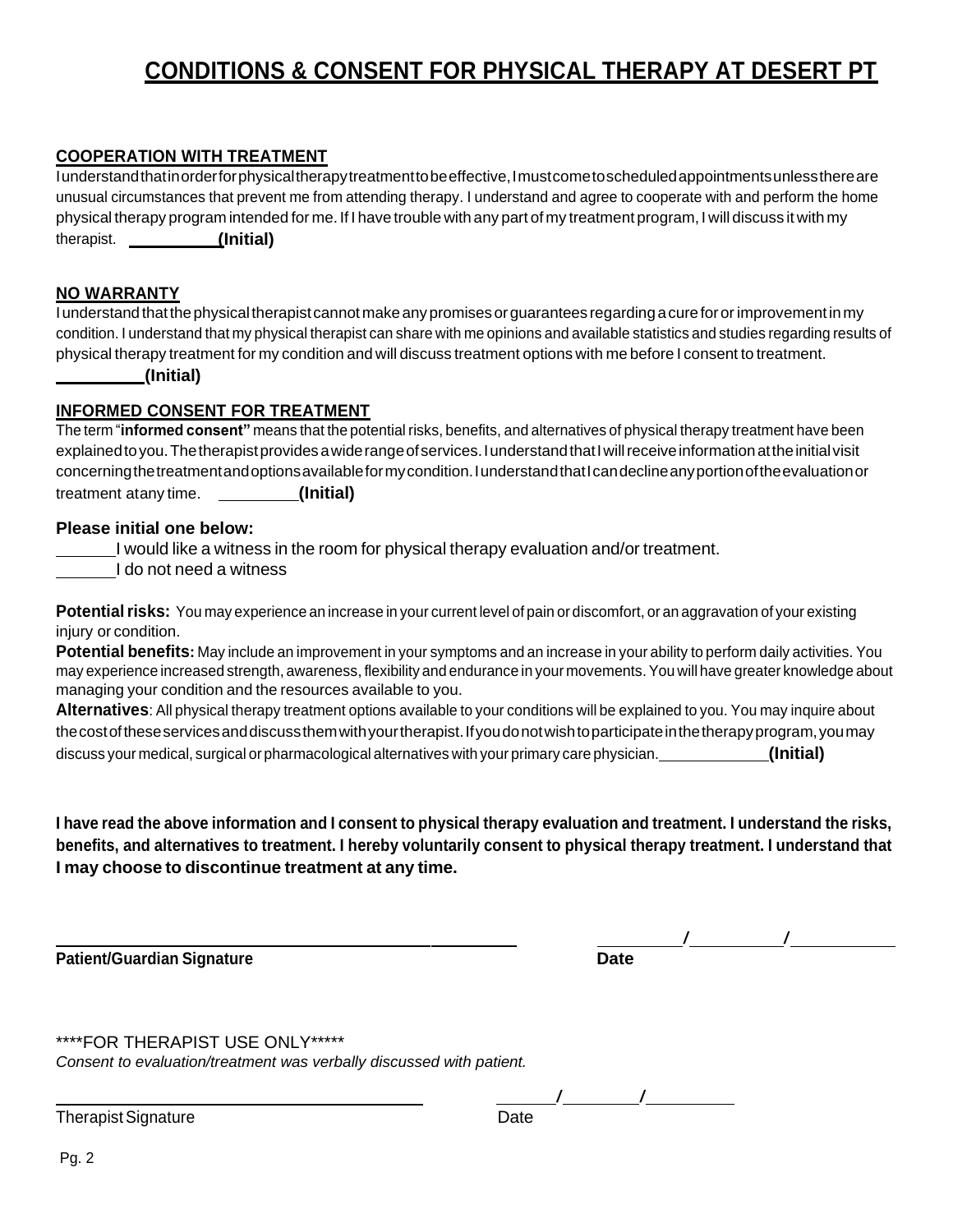# CONDITIONS & CONSENT FOR PHYSICAL THERAPY AT DESERT PT

**COOPERATION WITH TREATMENT**

I understand that in order for physical therapy treatment to be effective, I must come to scheduled appointments unless there are unusual circumstances that prevent me from attending therapy. I understand and agree to cooperate with and perform the home physical therapy program intended for me. If I have trouble with any part of my treatment program, I will discuss it with my therapist. __________ **(Initial)**

**NO WARRANTY**

I understand that the physical therapist cannot make any promises or guarantees regarding a cure for or improvement in my condition. I understand that my physical therapist can share with me opinions and available statistics and studies regarding results of physical therapy treatment for my condition and will discuss treatment options with me before I consent to treatment.
__________ **(Initial)**

**INFORMED CONSENT FOR TREATMENT**

The term "**informed consent"** means that the potential risks, benefits, and alternatives of physical therapy treatment have been explained to you. The therapist provides a wide range of services. I understand that I will receive information at the initial visit concerning the treatment and options available for my condition. I understand that I can decline any portion of the evaluation or treatment at any time. __________ **(Initial)**

**Please initial one below:**

_______ I would like a witness in the room for physical therapy evaluation and/or treatment.
_______ I do not need a witness

**Potential risks:** You may experience an increase in your current level of pain or discomfort, or an aggravation of your existing injury or condition.
**Potential benefits:** May include an improvement in your symptoms and an increase in your ability to perform daily activities. You may experience increased strength, awareness, flexibility and endurance in your movements. You will have greater knowledge about managing your condition and the resources available to you.
**Alternatives**: All physical therapy treatment options available to your conditions will be explained to you. You may inquire about the cost of these services and discuss them with your therapist. If you do not wish to participate in the therapy program, you may discuss your medical, surgical or pharmacological alternatives with your primary care physician. ____________ **(Initial)**

**I have read the above information and I consent to physical therapy evaluation and treatment. I understand the risks, benefits, and alternatives to treatment. I hereby voluntarily consent to physical therapy treatment. I understand that I may choose to discontinue treatment at any time.**

_______________________________________________ __________ / __________ / __________
**Patient/Guardian Signature** **Date**

****FOR THERAPIST USE ONLY*****
*Consent to evaluation/treatment was verbally discussed with patient.*

_______________________________________ _______ / ________ / ________
Therapist Signature Date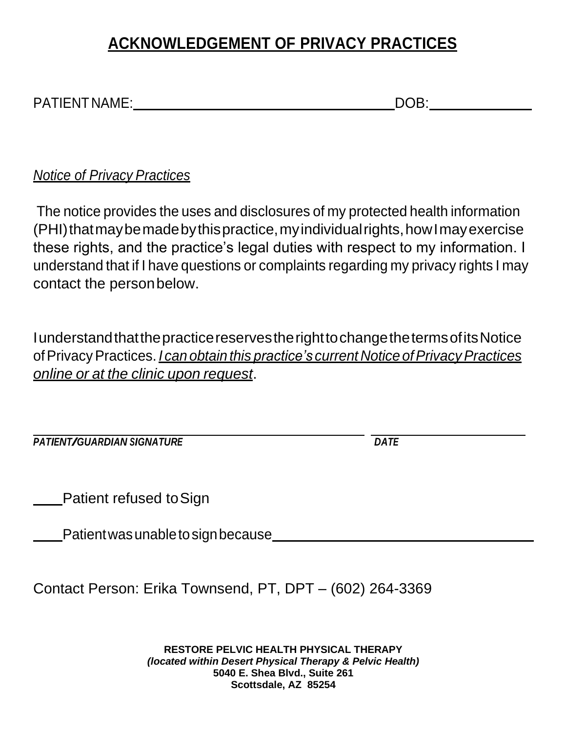# ACKNOWLEDGEMENT OF PRIVACY PRACTICES

PATIENT NAME:\_\_\_\_\_\_\_\_\_\_\_\_\_\_\_\_\_\_\_\_\_\_\_\_\_\_\_\_\_\_\_\_\_\_\_\_ DOB:\_\_\_\_\_\_\_\_\_\_\_\_\_\_

*Notice of Privacy Practices*

The notice provides the uses and disclosures of my protected health information (PHI) that may be made by this practice, my individual rights, how I may exercise these rights, and the practice's legal duties with respect to my information. I understand that if I have questions or complaints regarding my privacy rights I may contact the person below.

I understand that the practice reserves the right to change the terms of its Notice of Privacy Practices. *I can obtain this practice's current Notice of Privacy Practices online or at the clinic upon request*.

\_\_\_\_\_\_\_\_\_\_\_\_\_\_\_\_\_\_\_\_\_\_\_\_\_\_\_\_\_\_\_\_\_\_\_\_\_\_\_\_\_\_\_\_\_\_ \_\_\_\_\_\_\_\_\_\_\_\_\_\_\_\_\_\_\_\_\_\_\_\_
***PATIENT/GUARDIAN SIGNATURE*** ***DATE***

\_\_\_\_ Patient refused to Sign

\_\_\_\_ Patient was unable to sign because\_\_\_\_\_\_\_\_\_\_\_\_\_\_\_\_\_\_\_\_\_\_\_\_\_\_\_\_\_\_\_\_\_\_\_\_

Contact Person: Erika Townsend, PT, DPT – (602) 264-3369

**RESTORE PELVIC HEALTH PHYSICAL THERAPY**
***(located within Desert Physical Therapy & Pelvic Health)***
**5040 E. Shea Blvd., Suite 261**
**Scottsdale, AZ 85254**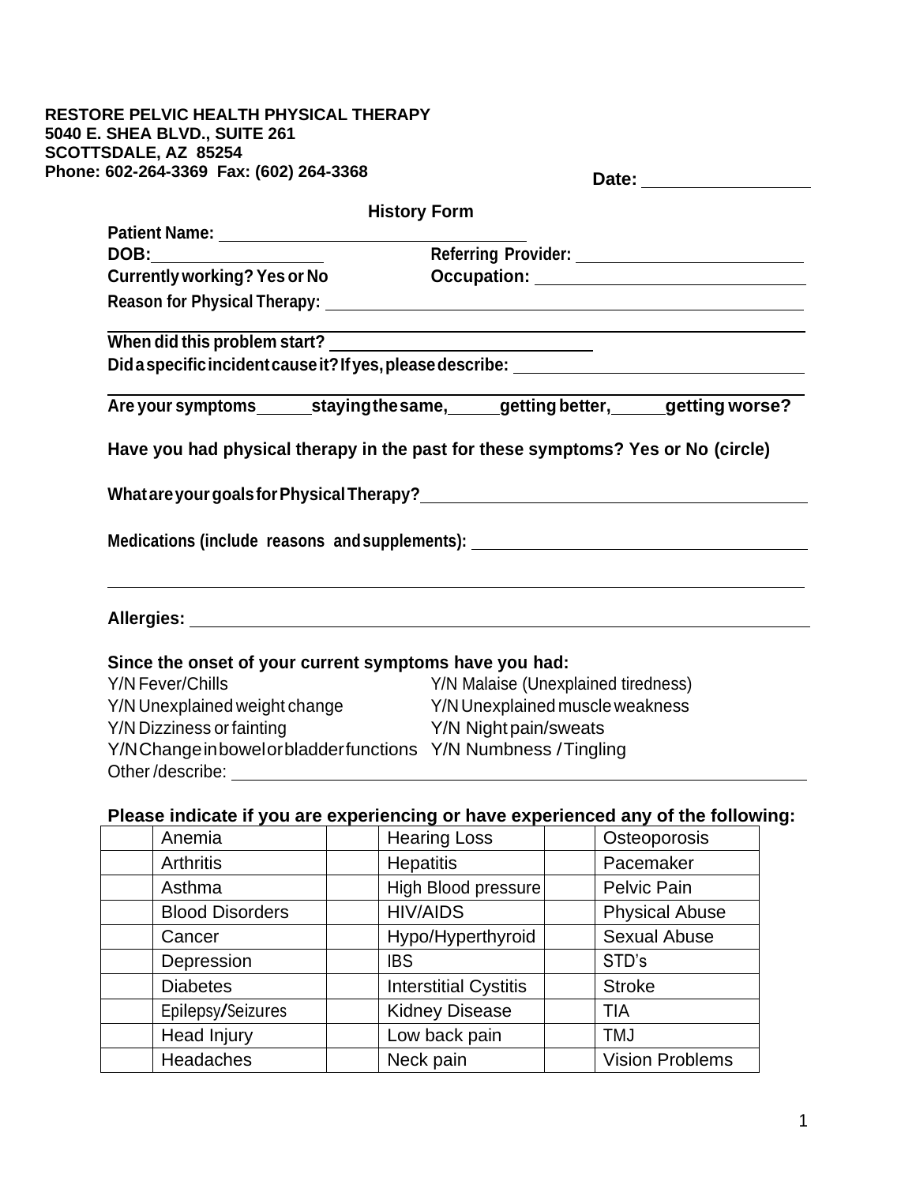**RESTORE PELVIC HEALTH PHYSICAL THERAPY**
**5040 E. SHEA BLVD., SUITE 261**
**SCOTTSDALE, AZ 85254**
**Phone: 602-264-3369 Fax: (602) 264-3368**

**Date:** ________________

## History Form

**Patient Name:** ______________________________

**DOB:** ________________ **Referring Provider:** ________________________

**Currently working? Yes or No** **Occupation:** ____________________________

**Reason for Physical Therapy:** ______________________________________________

______________________________________________________________________

**When did this problem start?** __________________________

**Did a specific incident cause it? If yes, please describe:** ______________________________

______________________________________________________________________

**Are your symptoms _____ staying the same, _____ getting better, _____ getting worse?**

**Have you had physical therapy in the past for these symptoms? Yes or No (circle)**

**What are your goals for Physical Therapy?** ________________________________________

**Medications (include reasons and supplements):** ____________________________________

______________________________________________________________________

**Allergies:** ____________________________________________________________

**Since the onset of your current symptoms have you had:**

Y/N Fever/Chills
Y/N Malaise (Unexplained tiredness)
Y/N Unexplained weight change
Y/N Unexplained muscle weakness
Y/N Dizziness or fainting
Y/N Night pain/sweats
Y/N Change in bowel or bladder functions
Y/N Numbness / Tingling
Other /describe: ______________________________________________________

**Please indicate if you are experiencing or have experienced any of the following:**

| | Condition | | Condition | | Condition |
|---|---|---|---|---|---|
| | Anemia | | Hearing Loss | | Osteoporosis |
| | Arthritis | | Hepatitis | | Pacemaker |
| | Asthma | | High Blood pressure | | Pelvic Pain |
| | Blood Disorders | | HIV/AIDS | | Physical Abuse |
| | Cancer | | Hypo/Hyperthyroid | | Sexual Abuse |
| | Depression | | IBS | | STD's |
| | Diabetes | | Interstitial Cystitis | | Stroke |
| | Epilepsy/Seizures | | Kidney Disease | | TIA |
| | Head Injury | | Low back pain | | TMJ |
| | Headaches | | Neck pain | | Vision Problems |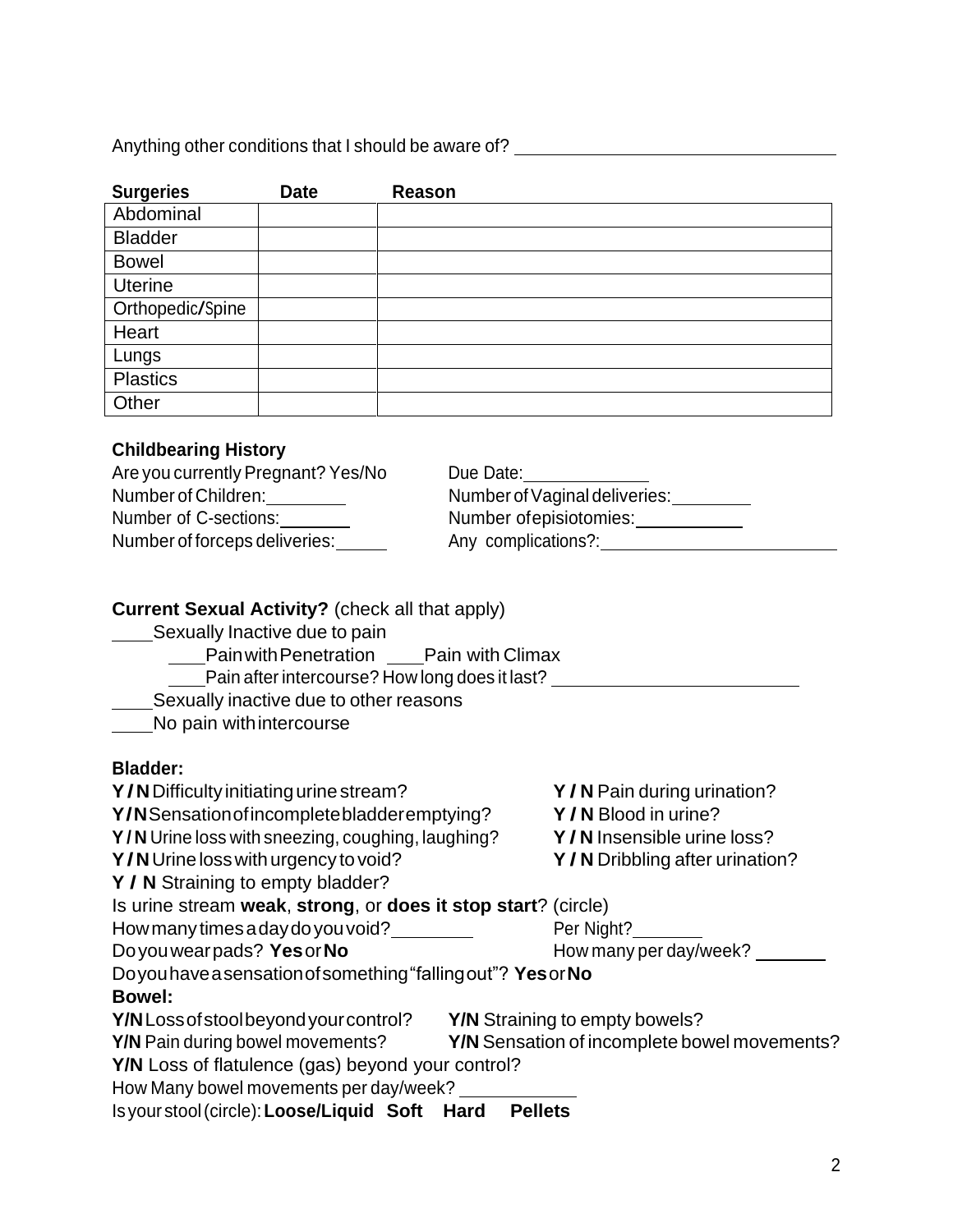Anything other conditions that I should be aware of? ________________________________

| Surgeries | Date | Reason |
| --- | --- | --- |
| Abdominal | | |
| Bladder | | |
| Bowel | | |
| Uterine | | |
| Orthopedic/Spine | | |
| Heart | | |
| Lungs | | |
| Plastics | | |
| Other | | |

**Childbearing History**

Are you currently Pregnant? Yes/No

Due Date: ____________

Number of Children: ________

Number of Vaginal deliveries: ________

Number of C-sections: ________

Number of episiotomies: ___________

Number of forceps deliveries: _____

Any complications?: _________________________

**Current Sexual Activity?** (check all that apply)

____Sexually Inactive due to pain

 ____Pain with Penetration ____Pain with Climax

 ____Pain after intercourse? How long does it last? ________________________

____Sexually inactive due to other reasons

____No pain with intercourse

**Bladder:**

**Y / N** Difficulty initiating urine stream?

**Y / N** Sensation of incomplete bladder emptying?

**Y / N** Urine loss with sneezing, coughing, laughing?

**Y / N** Urine loss with urgency to void?

**Y / N** Straining to empty bladder?

**Y / N** Pain during urination?

**Y / N** Blood in urine?

**Y / N** Insensible urine loss?

**Y / N** Dribbling after urination?

Is urine stream **weak**, **strong**, or **does it stop start**? (circle)

How many times a day do you void? ________ Per Night? _______

Do you wear pads? **Yes** or **No** How many per day/week? _______

Do you have a sensation of something "falling out"? **Yes** or **No**

**Bowel:**

**Y/N** Loss of stool beyond your control?

**Y/N** Straining to empty bowels?

**Y/N** Pain during bowel movements?

**Y/N** Sensation of incomplete bowel movements?

**Y/N** Loss of flatulence (gas) beyond your control?

How Many bowel movements per day/week? ___________

Is your stool (circle): **Loose/Liquid Soft Hard Pellets**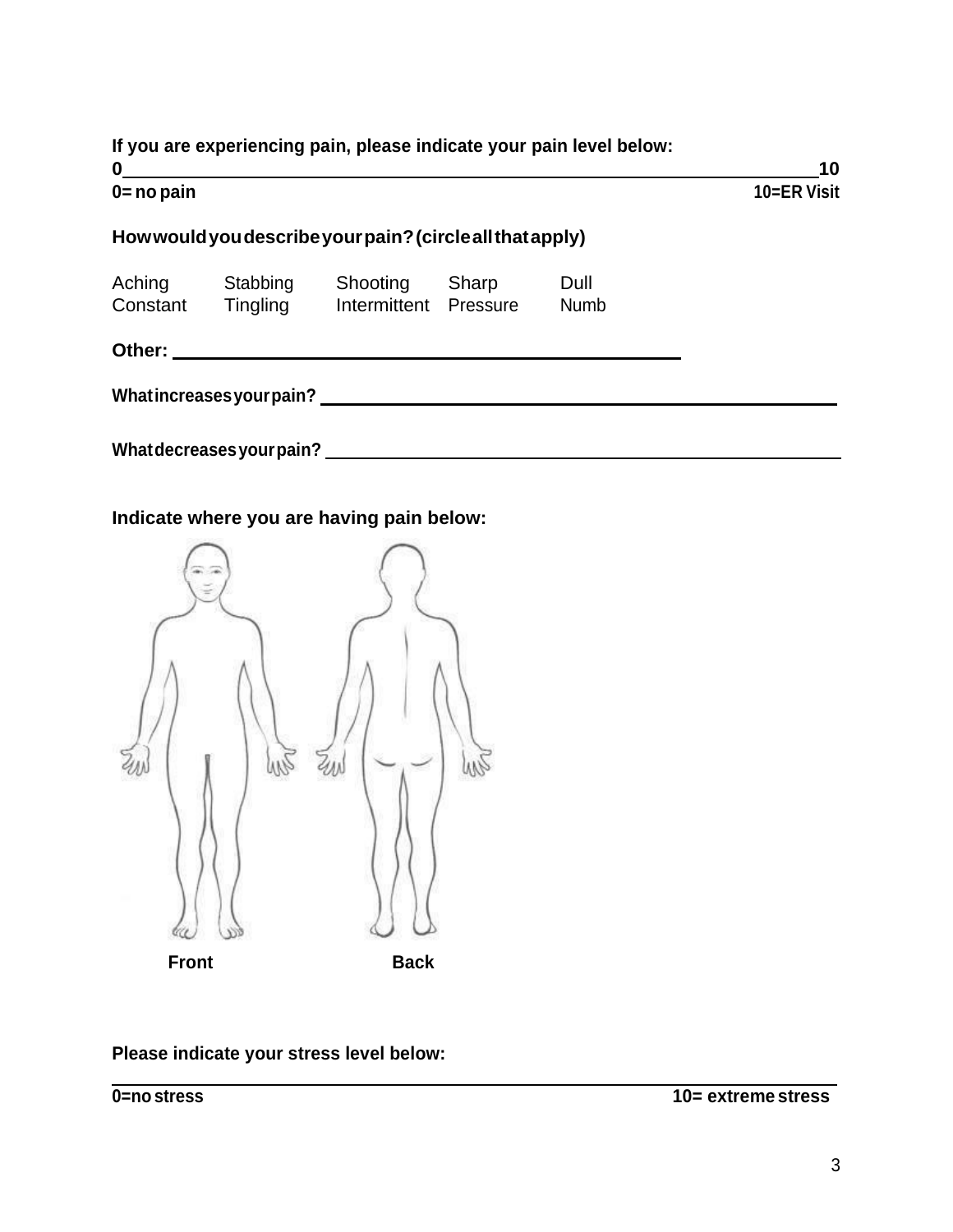**If you are experiencing pain, please indicate your pain level below:**

**0** ________________________________________________________________ **10**

**0= no pain** **10=ER Visit**

**How would you describe your pain? (circle all that apply)**

| | | | | |
|---|---|---|---|---|
| Aching | Stabbing | Shooting | Sharp | Dull |
| Constant | Tingling | Intermittent | Pressure | Numb |

**Other:** ______________________________________________

**What increases your pain?** ______________________________________________

**What decreases your pain?** ______________________________________________

**Indicate where you are having pain below:**

**Front** **Back**

**Please indicate your stress level below:**

________________________________________________________________

**0=no stress** **10= extreme stress**